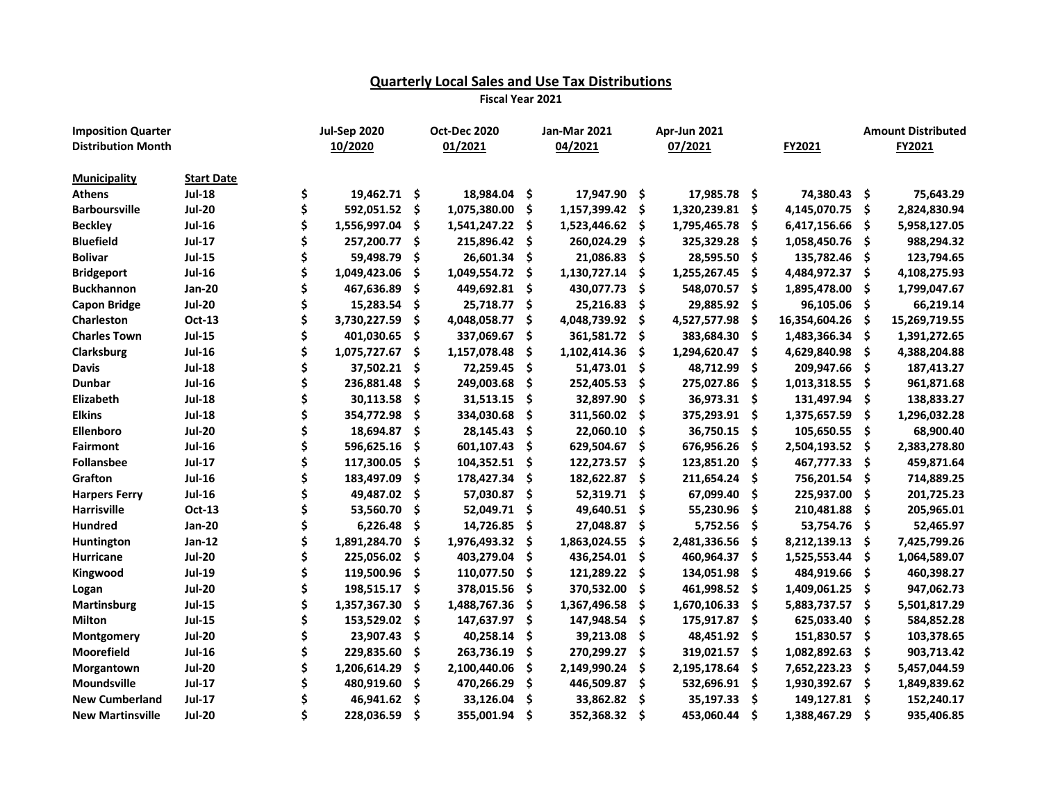# Quarterly Local Sales and Use Tax Distributions

**Fiscal Year 2021**

| **Imposition Quarter** | | **Jul-Sep 2020** | **Oct-Dec 2020** | **Jan-Mar 2021** | **Apr-Jun 2021** | | **Amount Distributed** |
|---|---|---|---|---|---|---|---|
| **Distribution Month** | | **10/2020** | **01/2021** | **04/2021** | **07/2021** | **FY2021** | **FY2021** |
| **Municipality** | **Start Date** | | | | | | |
| **Athens** | **Jul-18** | $ 19,462.71 | $ 18,984.04 | $ 17,947.90 | $ 17,985.78 | $ 74,380.43 | $ 75,643.29 |
| **Barboursville** | **Jul-20** | $ 592,051.52 | $ 1,075,380.00 | $ 1,157,399.42 | $ 1,320,239.81 | $ 4,145,070.75 | $ 2,824,830.94 |
| **Beckley** | **Jul-16** | $ 1,556,997.04 | $ 1,541,247.22 | $ 1,523,446.62 | $ 1,795,465.78 | $ 6,417,156.66 | $ 5,958,127.05 |
| **Bluefield** | **Jul-17** | $ 257,200.77 | $ 215,896.42 | $ 260,024.29 | $ 325,329.28 | $ 1,058,450.76 | $ 988,294.32 |
| **Bolivar** | **Jul-15** | $ 59,498.79 | $ 26,601.34 | $ 21,086.83 | $ 28,595.50 | $ 135,782.46 | $ 123,794.65 |
| **Bridgeport** | **Jul-16** | $ 1,049,423.06 | $ 1,049,554.72 | $ 1,130,727.14 | $ 1,255,267.45 | $ 4,484,972.37 | $ 4,108,275.93 |
| **Buckhannon** | **Jan-20** | $ 467,636.89 | $ 449,692.81 | $ 430,077.73 | $ 548,070.57 | $ 1,895,478.00 | $ 1,799,047.67 |
| **Capon Bridge** | **Jul-20** | $ 15,283.54 | $ 25,718.77 | $ 25,216.83 | $ 29,885.92 | $ 96,105.06 | $ 66,219.14 |
| **Charleston** | **Oct-13** | $ 3,730,227.59 | $ 4,048,058.77 | $ 4,048,739.92 | $ 4,527,577.98 | $ 16,354,604.26 | $ 15,269,719.55 |
| **Charles Town** | **Jul-15** | $ 401,030.65 | $ 337,069.67 | $ 361,581.72 | $ 383,684.30 | $ 1,483,366.34 | $ 1,391,272.65 |
| **Clarksburg** | **Jul-16** | $ 1,075,727.67 | $ 1,157,078.48 | $ 1,102,414.36 | $ 1,294,620.47 | $ 4,629,840.98 | $ 4,388,204.88 |
| **Davis** | **Jul-18** | $ 37,502.21 | $ 72,259.45 | $ 51,473.01 | $ 48,712.99 | $ 209,947.66 | $ 187,413.27 |
| **Dunbar** | **Jul-16** | $ 236,881.48 | $ 249,003.68 | $ 252,405.53 | $ 275,027.86 | $ 1,013,318.55 | $ 961,871.68 |
| **Elizabeth** | **Jul-18** | $ 30,113.58 | $ 31,513.15 | $ 32,897.90 | $ 36,973.31 | $ 131,497.94 | $ 138,833.27 |
| **Elkins** | **Jul-18** | $ 354,772.98 | $ 334,030.68 | $ 311,560.02 | $ 375,293.91 | $ 1,375,657.59 | $ 1,296,032.28 |
| **Ellenboro** | **Jul-20** | $ 18,694.87 | $ 28,145.43 | $ 22,060.10 | $ 36,750.15 | $ 105,650.55 | $ 68,900.40 |
| **Fairmont** | **Jul-16** | $ 596,625.16 | $ 601,107.43 | $ 629,504.67 | $ 676,956.26 | $ 2,504,193.52 | $ 2,383,278.80 |
| **Follansbee** | **Jul-17** | $ 117,300.05 | $ 104,352.51 | $ 122,273.57 | $ 123,851.20 | $ 467,777.33 | $ 459,871.64 |
| **Grafton** | **Jul-16** | $ 183,497.09 | $ 178,427.34 | $ 182,622.87 | $ 211,654.24 | $ 756,201.54 | $ 714,889.25 |
| **Harpers Ferry** | **Jul-16** | $ 49,487.02 | $ 57,030.87 | $ 52,319.71 | $ 67,099.40 | $ 225,937.00 | $ 201,725.23 |
| **Harrisville** | **Oct-13** | $ 53,560.70 | $ 52,049.71 | $ 49,640.51 | $ 55,230.96 | $ 210,481.88 | $ 205,965.01 |
| **Hundred** | **Jan-20** | $ 6,226.48 | $ 14,726.85 | $ 27,048.87 | $ 5,752.56 | $ 53,754.76 | $ 52,465.97 |
| **Huntington** | **Jan-12** | $ 1,891,284.70 | $ 1,976,493.32 | $ 1,863,024.55 | $ 2,481,336.56 | $ 8,212,139.13 | $ 7,425,799.26 |
| **Hurricane** | **Jul-20** | $ 225,056.02 | $ 403,279.04 | $ 436,254.01 | $ 460,964.37 | $ 1,525,553.44 | $ 1,064,589.07 |
| **Kingwood** | **Jul-19** | $ 119,500.96 | $ 110,077.50 | $ 121,289.22 | $ 134,051.98 | $ 484,919.66 | $ 460,398.27 |
| **Logan** | **Jul-20** | $ 198,515.17 | $ 378,015.56 | $ 370,532.00 | $ 461,998.52 | $ 1,409,061.25 | $ 947,062.73 |
| **Martinsburg** | **Jul-15** | $ 1,357,367.30 | $ 1,488,767.36 | $ 1,367,496.58 | $ 1,670,106.33 | $ 5,883,737.57 | $ 5,501,817.29 |
| **Milton** | **Jul-15** | $ 153,529.02 | $ 147,637.97 | $ 147,948.54 | $ 175,917.87 | $ 625,033.40 | $ 584,852.28 |
| **Montgomery** | **Jul-20** | $ 23,907.43 | $ 40,258.14 | $ 39,213.08 | $ 48,451.92 | $ 151,830.57 | $ 103,378.65 |
| **Moorefield** | **Jul-16** | $ 229,835.60 | $ 263,736.19 | $ 270,299.27 | $ 319,021.57 | $ 1,082,892.63 | $ 903,713.42 |
| **Morgantown** | **Jul-20** | $ 1,206,614.29 | $ 2,100,440.06 | $ 2,149,990.24 | $ 2,195,178.64 | $ 7,652,223.23 | $ 5,457,044.59 |
| **Moundsville** | **Jul-17** | $ 480,919.60 | $ 470,266.29 | $ 446,509.87 | $ 532,696.91 | $ 1,930,392.67 | $ 1,849,839.62 |
| **New Cumberland** | **Jul-17** | $ 46,941.62 | $ 33,126.04 | $ 33,862.82 | $ 35,197.33 | $ 149,127.81 | $ 152,240.17 |
| **New Martinsville** | **Jul-20** | $ 228,036.59 | $ 355,001.94 | $ 352,368.32 | $ 453,060.44 | $ 1,388,467.29 | $ 935,406.85 |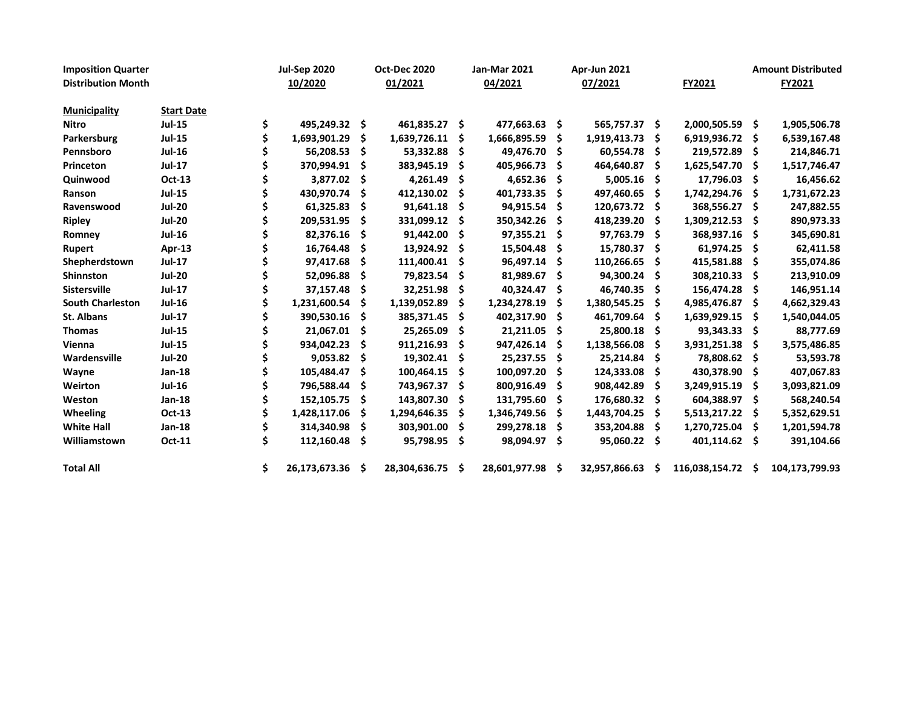| Imposition Quarter<br>Distribution Month | | Jul-Sep 2020<br>10/2020 | Oct-Dec 2020<br>01/2021 | Jan-Mar 2021<br>04/2021 | Apr-Jun 2021<br>07/2021 | FY2021 | Amount Distributed<br>FY2021 |
|---|---|---|---|---|---|---|---|
| **Municipality** | **Start Date** | | | | | | |
| Nitro | Jul-15 | $ 495,249.32 | $ 461,835.27 | $ 477,663.63 | $ 565,757.37 | $ 2,000,505.59 | $ 1,905,506.78 |
| Parkersburg | Jul-15 | $ 1,693,901.29 | $ 1,639,726.11 | $ 1,666,895.59 | $ 1,919,413.73 | $ 6,919,936.72 | $ 6,539,167.48 |
| Pennsboro | Jul-16 | $ 56,208.53 | $ 53,332.88 | $ 49,476.70 | $ 60,554.78 | $ 219,572.89 | $ 214,846.71 |
| Princeton | Jul-17 | $ 370,994.91 | $ 383,945.19 | $ 405,966.73 | $ 464,640.87 | $ 1,625,547.70 | $ 1,517,746.47 |
| Quinwood | Oct-13 | $ 3,877.02 | $ 4,261.49 | $ 4,652.36 | $ 5,005.16 | $ 17,796.03 | $ 16,456.62 |
| Ranson | Jul-15 | $ 430,970.74 | $ 412,130.02 | $ 401,733.35 | $ 497,460.65 | $ 1,742,294.76 | $ 1,731,672.23 |
| Ravenswood | Jul-20 | $ 61,325.83 | $ 91,641.18 | $ 94,915.54 | $ 120,673.72 | $ 368,556.27 | $ 247,882.55 |
| Ripley | Jul-20 | $ 209,531.95 | $ 331,099.12 | $ 350,342.26 | $ 418,239.20 | $ 1,309,212.53 | $ 890,973.33 |
| Romney | Jul-16 | $ 82,376.16 | $ 91,442.00 | $ 97,355.21 | $ 97,763.79 | $ 368,937.16 | $ 345,690.81 |
| Rupert | Apr-13 | $ 16,764.48 | $ 13,924.92 | $ 15,504.48 | $ 15,780.37 | $ 61,974.25 | $ 62,411.58 |
| Shepherdstown | Jul-17 | $ 97,417.68 | $ 111,400.41 | $ 96,497.14 | $ 110,266.65 | $ 415,581.88 | $ 355,074.86 |
| Shinnston | Jul-20 | $ 52,096.88 | $ 79,823.54 | $ 81,989.67 | $ 94,300.24 | $ 308,210.33 | $ 213,910.09 |
| Sistersville | Jul-17 | $ 37,157.48 | $ 32,251.98 | $ 40,324.47 | $ 46,740.35 | $ 156,474.28 | $ 146,951.14 |
| South Charleston | Jul-16 | $ 1,231,600.54 | $ 1,139,052.89 | $ 1,234,278.19 | $ 1,380,545.25 | $ 4,985,476.87 | $ 4,662,329.43 |
| St. Albans | Jul-17 | $ 390,530.16 | $ 385,371.45 | $ 402,317.90 | $ 461,709.64 | $ 1,639,929.15 | $ 1,540,044.05 |
| Thomas | Jul-15 | $ 21,067.01 | $ 25,265.09 | $ 21,211.05 | $ 25,800.18 | $ 93,343.33 | $ 88,777.69 |
| Vienna | Jul-15 | $ 934,042.23 | $ 911,216.93 | $ 947,426.14 | $ 1,138,566.08 | $ 3,931,251.38 | $ 3,575,486.85 |
| Wardensville | Jul-20 | $ 9,053.82 | $ 19,302.41 | $ 25,237.55 | $ 25,214.84 | $ 78,808.62 | $ 53,593.78 |
| Wayne | Jan-18 | $ 105,484.47 | $ 100,464.15 | $ 100,097.20 | $ 124,333.08 | $ 430,378.90 | $ 407,067.83 |
| Weirton | Jul-16 | $ 796,588.44 | $ 743,967.37 | $ 800,916.49 | $ 908,442.89 | $ 3,249,915.19 | $ 3,093,821.09 |
| Weston | Jan-18 | $ 152,105.75 | $ 143,807.30 | $ 131,795.60 | $ 176,680.32 | $ 604,388.97 | $ 568,240.54 |
| Wheeling | Oct-13 | $ 1,428,117.06 | $ 1,294,646.35 | $ 1,346,749.56 | $ 1,443,704.25 | $ 5,513,217.22 | $ 5,352,629.51 |
| White Hall | Jan-18 | $ 314,340.98 | $ 303,901.00 | $ 299,278.18 | $ 353,204.88 | $ 1,270,725.04 | $ 1,201,594.78 |
| Williamstown | Oct-11 | $ 112,160.48 | $ 95,798.95 | $ 98,094.97 | $ 95,060.22 | $ 401,114.62 | $ 391,104.66 |
| **Total All** | | $ 26,173,673.36 | $ 28,304,636.75 | $ 28,601,977.98 | $ 32,957,866.63 | $ 116,038,154.72 | $ 104,173,799.93 |